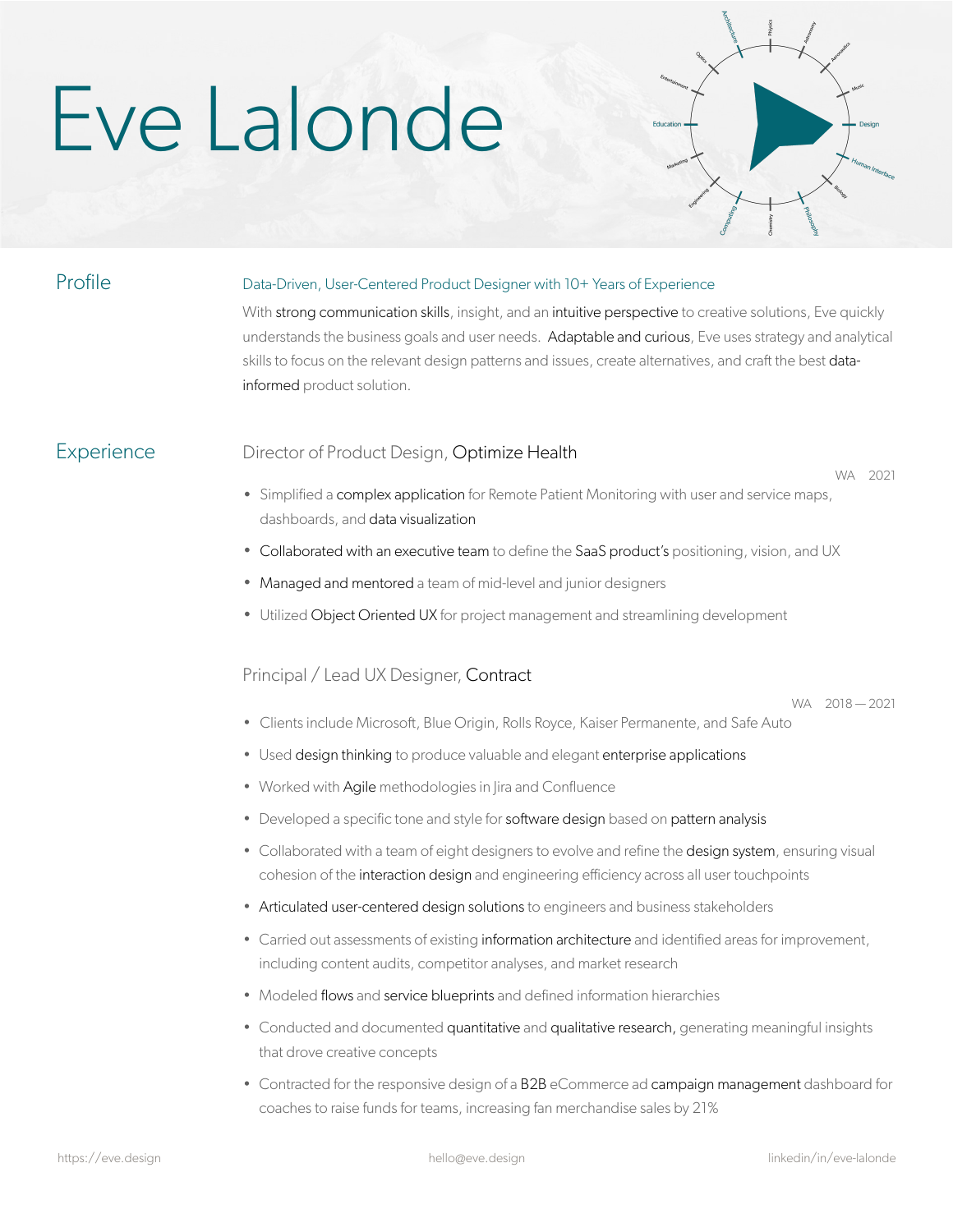# Eve Lalonde

## Profile

Data-Driven, User-Centered Product Designer with 10+ Years of Experience

With strong communication skills, insight, and an intuitive perspective to creative solutions, Eve quickly understands the business goals and user needs. Adaptable and curious, Eve uses strategy and analytical skills to focus on the relevant design patterns and issues, create alternatives, and craft the best data-informed product solution.

## Experience

### Director of Product Design, Optimize Health

WA 2021

- Simplified a complex application for Remote Patient Monitoring with user and service maps, dashboards, and data visualization
- Collaborated with an executive team to define the SaaS product's positioning, vision, and UX
- Managed and mentored a team of mid-level and junior designers
- Utilized Object Oriented UX for project management and streamlining development

### Principal / Lead UX Designer, Contract

WA 2018 — 2021

- Clients include Microsoft, Blue Origin, Rolls Royce, Kaiser Permanente, and Safe Auto
- Used design thinking to produce valuable and elegant enterprise applications
- Worked with Agile methodologies in Jira and Confluence
- Developed a specific tone and style for software design based on pattern analysis
- Collaborated with a team of eight designers to evolve and refine the design system, ensuring visual cohesion of the interaction design and engineering efficiency across all user touchpoints
- Articulated user-centered design solutions to engineers and business stakeholders
- Carried out assessments of existing information architecture and identified areas for improvement, including content audits, competitor analyses, and market research
- Modeled flows and service blueprints and defined information hierarchies
- Conducted and documented quantitative and qualitative research, generating meaningful insights that drove creative concepts
- Contracted for the responsive design of a B2B eCommerce ad campaign management dashboard for coaches to raise funds for teams, increasing fan merchandise sales by 21%

https://eve.design hello@eve.design linkedin/in/eve-lalonde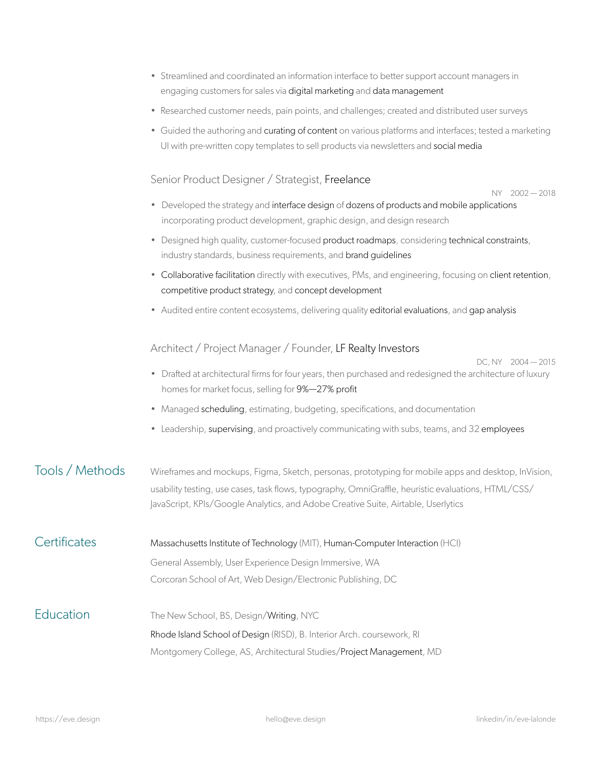- Streamlined and coordinated an information interface to better support account managers in engaging customers for sales via digital marketing and data management
- Researched customer needs, pain points, and challenges; created and distributed user surveys
- Guided the authoring and curating of content on various platforms and interfaces; tested a marketing UI with pre-written copy templates to sell products via newsletters and social media

### Senior Product Designer / Strategist, Freelance

NY 2002 — 2018

- Developed the strategy and interface design of dozens of products and mobile applications incorporating product development, graphic design, and design research
- Designed high quality, customer-focused product roadmaps, considering technical constraints, industry standards, business requirements, and brand guidelines
- Collaborative facilitation directly with executives, PMs, and engineering, focusing on client retention, competitive product strategy, and concept development
- Audited entire content ecosystems, delivering quality editorial evaluations, and gap analysis

### Architect / Project Manager / Founder, LF Realty Investors

DC, NY 2004 — 2015

- Drafted at architectural firms for four years, then purchased and redesigned the architecture of luxury homes for market focus, selling for 9%—27% profit
- Managed scheduling, estimating, budgeting, specifications, and documentation
- Leadership, supervising, and proactively communicating with subs, teams, and 32 employees

## Tools / Methods

Wireframes and mockups, Figma, Sketch, personas, prototyping for mobile apps and desktop, InVision, usability testing, use cases, task flows, typography, OmniGraffle, heuristic evaluations, HTML/CSS/JavaScript, KPIs/Google Analytics, and Adobe Creative Suite, Airtable, Userlytics

## Certificates

Massachusetts Institute of Technology (MIT), Human-Computer Interaction (HCI)

General Assembly, User Experience Design Immersive, WA

Corcoran School of Art, Web Design/Electronic Publishing, DC

## Education

The New School, BS, Design/Writing, NYC

Rhode Island School of Design (RISD), B. Interior Arch. coursework, RI

Montgomery College, AS, Architectural Studies/Project Management, MD

https://eve.design hello@eve.design linkedin/in/eve-lalonde